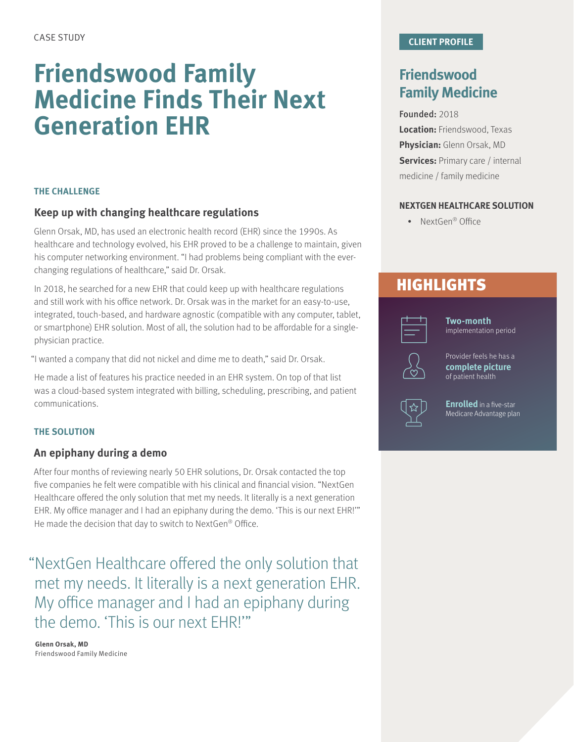CASE STUDY

# Friendswood Family Medicine Finds Their Next Generation EHR

### THE CHALLENGE

## Keep up with changing healthcare regulations

Glenn Orsak, MD, has used an electronic health record (EHR) since the 1990s. As healthcare and technology evolved, his EHR proved to be a challenge to maintain, given his computer networking environment. "I had problems being compliant with the ever-changing regulations of healthcare," said Dr. Orsak.

In 2018, he searched for a new EHR that could keep up with healthcare regulations and still work with his office network. Dr. Orsak was in the market for an easy-to-use, integrated, touch-based, and hardware agnostic (compatible with any computer, tablet, or smartphone) EHR solution. Most of all, the solution had to be affordable for a single-physician practice.

"I wanted a company that did not nickel and dime me to death," said Dr. Orsak.

He made a list of features his practice needed in an EHR system. On top of that list was a cloud-based system integrated with billing, scheduling, prescribing, and patient communications.

### THE SOLUTION

## An epiphany during a demo

After four months of reviewing nearly 50 EHR solutions, Dr. Orsak contacted the top five companies he felt were compatible with his clinical and financial vision. "NextGen Healthcare offered the only solution that met my needs. It literally is a next generation EHR. My office manager and I had an epiphany during the demo. 'This is our next EHR!'" He made the decision that day to switch to NextGen® Office.

> "NextGen Healthcare offered the only solution that met my needs. It literally is a next generation EHR. My office manager and I had an epiphany during the demo. 'This is our next EHR!'"
>
> **Glenn Orsak, MD**
> Friendswood Family Medicine

### CLIENT PROFILE

## Friendswood Family Medicine

**Founded:** 2018
**Location:** Friendswood, Texas
**Physician:** Glenn Orsak, MD
**Services:** Primary care / internal medicine / family medicine

### NEXTGEN HEALTHCARE SOLUTION

- NextGen® Office

## HIGHLIGHTS

- **Two-month** implementation period
- Provider feels he has a **complete picture** of patient health
- **Enrolled** in a five-star Medicare Advantage plan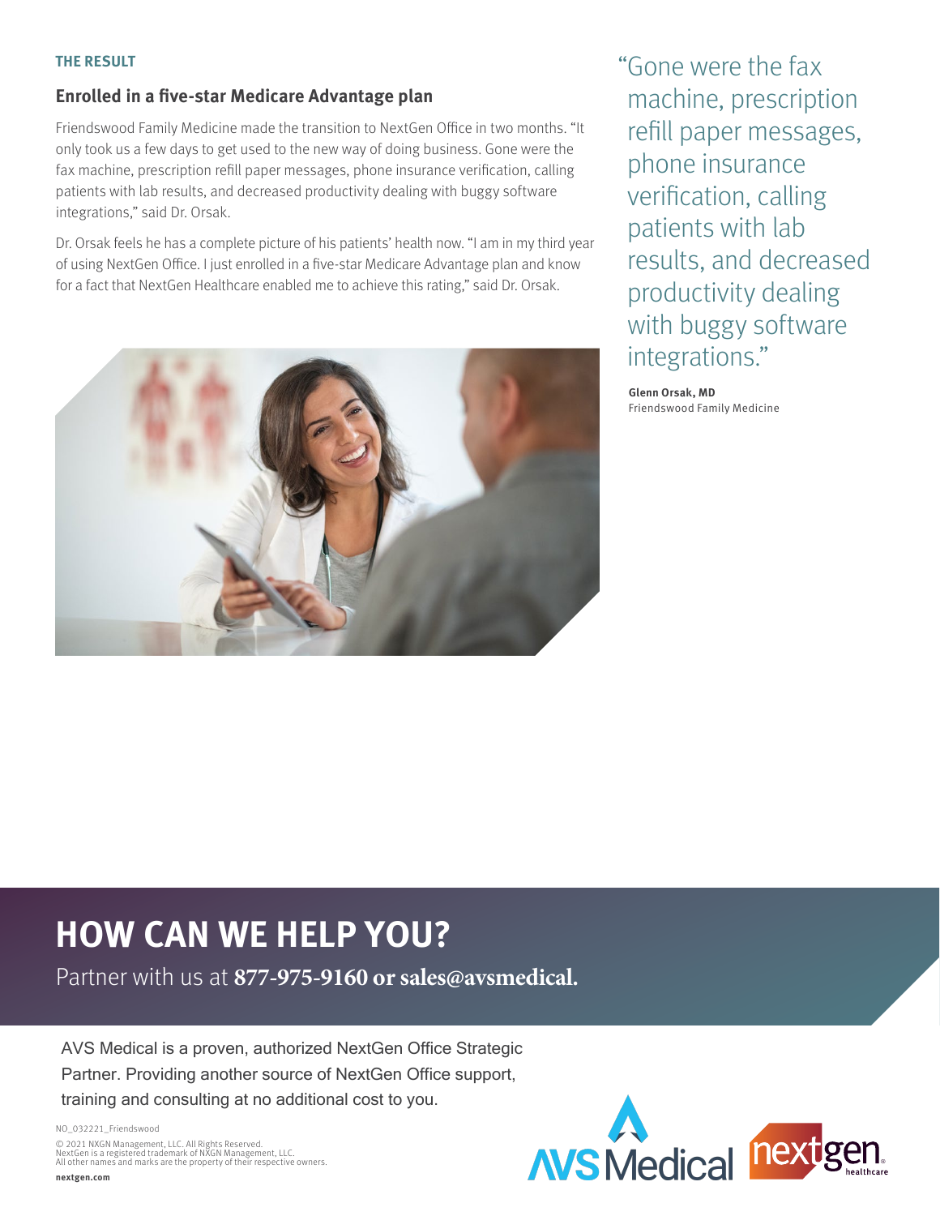**THE RESULT**

## Enrolled in a five-star Medicare Advantage plan

Friendswood Family Medicine made the transition to NextGen Office in two months. "It only took us a few days to get used to the new way of doing business. Gone were the fax machine, prescription refill paper messages, phone insurance verification, calling patients with lab results, and decreased productivity dealing with buggy software integrations," said Dr. Orsak.

Dr. Orsak feels he has a complete picture of his patients' health now. "I am in my third year of using NextGen Office. I just enrolled in a five-star Medicare Advantage plan and know for a fact that NextGen Healthcare enabled me to achieve this rating," said Dr. Orsak.

> "Gone were the fax machine, prescription refill paper messages, phone insurance verification, calling patients with lab results, and decreased productivity dealing with buggy software integrations."
>
> **Glenn Orsak, MD**
> Friendswood Family Medicine

# HOW CAN WE HELP YOU?

Partner with us at **877-975-9160 or sales@avsmedical.**

AVS Medical is a proven, authorized NextGen Office Strategic Partner. Providing another source of NextGen Office support, training and consulting at no additional cost to you.

NO_032221_Friendswood

© 2021 NXGN Management, LLC. All Rights Reserved.
NextGen is a registered trademark of NXGN Management, LLC.
All other names and marks are the property of their respective owners.

**nextgen.com**

AVS Medical | nextgen healthcare